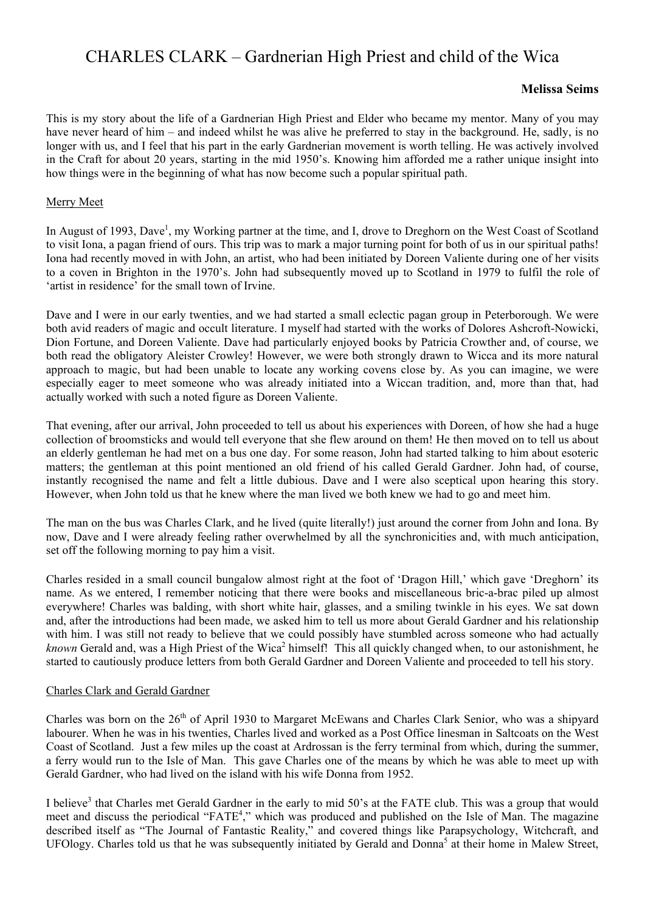# CHARLES CLARK – Gardnerian High Priest and child of the Wica

**Melissa Seims**

This is my story about the life of a Gardnerian High Priest and Elder who became my mentor. Many of you may have never heard of him – and indeed whilst he was alive he preferred to stay in the background. He, sadly, is no longer with us, and I feel that his part in the early Gardnerian movement is worth telling. He was actively involved in the Craft for about 20 years, starting in the mid 1950's. Knowing him afforded me a rather unique insight into how things were in the beginning of what has now become such a popular spiritual path.

## Merry Meet

In August of 1993, Dave[1], my Working partner at the time, and I, drove to Dreghorn on the West Coast of Scotland to visit Iona, a pagan friend of ours. This trip was to mark a major turning point for both of us in our spiritual paths! Iona had recently moved in with John, an artist, who had been initiated by Doreen Valiente during one of her visits to a coven in Brighton in the 1970's. John had subsequently moved up to Scotland in 1979 to fulfil the role of 'artist in residence' for the small town of Irvine.

Dave and I were in our early twenties, and we had started a small eclectic pagan group in Peterborough. We were both avid readers of magic and occult literature. I myself had started with the works of Dolores Ashcroft-Nowicki, Dion Fortune, and Doreen Valiente. Dave had particularly enjoyed books by Patricia Crowther and, of course, we both read the obligatory Aleister Crowley! However, we were both strongly drawn to Wicca and its more natural approach to magic, but had been unable to locate any working covens close by. As you can imagine, we were especially eager to meet someone who was already initiated into a Wiccan tradition, and, more than that, had actually worked with such a noted figure as Doreen Valiente.

That evening, after our arrival, John proceeded to tell us about his experiences with Doreen, of how she had a huge collection of broomsticks and would tell everyone that she flew around on them! He then moved on to tell us about an elderly gentleman he had met on a bus one day. For some reason, John had started talking to him about esoteric matters; the gentleman at this point mentioned an old friend of his called Gerald Gardner. John had, of course, instantly recognised the name and felt a little dubious. Dave and I were also sceptical upon hearing this story. However, when John told us that he knew where the man lived we both knew we had to go and meet him.

The man on the bus was Charles Clark, and he lived (quite literally!) just around the corner from John and Iona. By now, Dave and I were already feeling rather overwhelmed by all the synchronicities and, with much anticipation, set off the following morning to pay him a visit.

Charles resided in a small council bungalow almost right at the foot of 'Dragon Hill,' which gave 'Dreghorn' its name. As we entered, I remember noticing that there were books and miscellaneous bric-a-brac piled up almost everywhere! Charles was balding, with short white hair, glasses, and a smiling twinkle in his eyes. We sat down and, after the introductions had been made, we asked him to tell us more about Gerald Gardner and his relationship with him. I was still not ready to believe that we could possibly have stumbled across someone who had actually *known* Gerald and, was a High Priest of the Wica[2] himself! This all quickly changed when, to our astonishment, he started to cautiously produce letters from both Gerald Gardner and Doreen Valiente and proceeded to tell his story.

## Charles Clark and Gerald Gardner

Charles was born on the 26th of April 1930 to Margaret McEwans and Charles Clark Senior, who was a shipyard labourer. When he was in his twenties, Charles lived and worked as a Post Office linesman in Saltcoats on the West Coast of Scotland. Just a few miles up the coast at Ardrossan is the ferry terminal from which, during the summer, a ferry would run to the Isle of Man. This gave Charles one of the means by which he was able to meet up with Gerald Gardner, who had lived on the island with his wife Donna from 1952.

I believe[3] that Charles met Gerald Gardner in the early to mid 50's at the FATE club. This was a group that would meet and discuss the periodical "FATE[4]," which was produced and published on the Isle of Man. The magazine described itself as "The Journal of Fantastic Reality," and covered things like Parapsychology, Witchcraft, and UFOlogy. Charles told us that he was subsequently initiated by Gerald and Donna[5] at their home in Malew Street,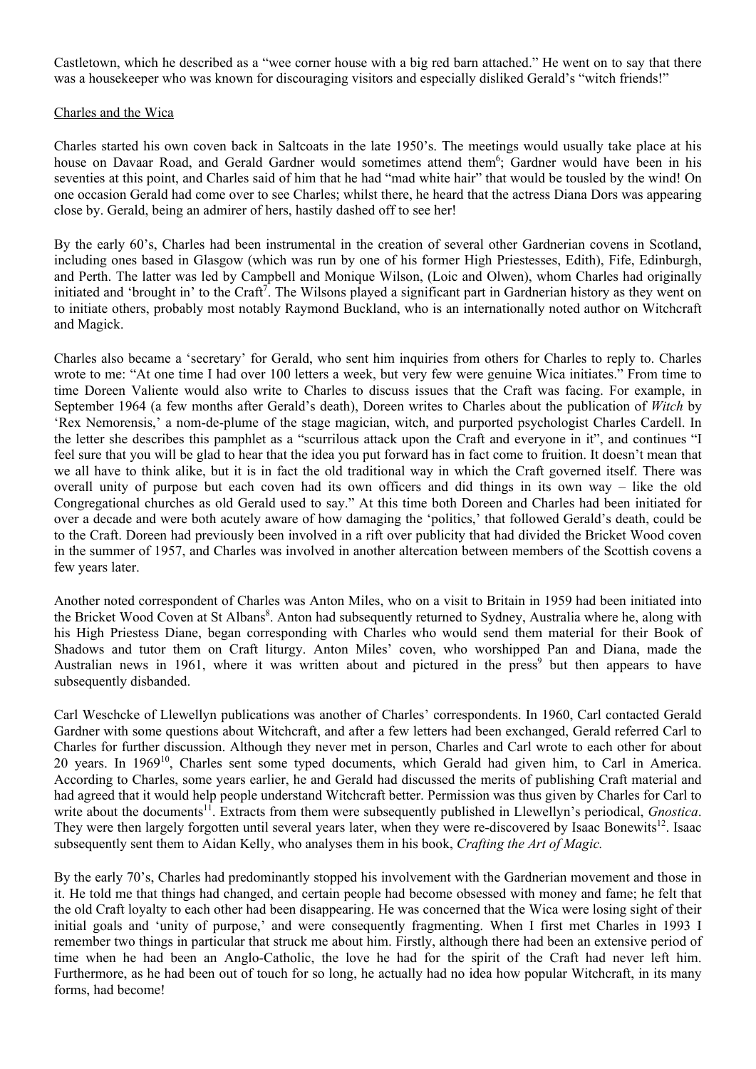Castletown, which he described as a "wee corner house with a big red barn attached." He went on to say that there was a housekeeper who was known for discouraging visitors and especially disliked Gerald's "witch friends!"

## Charles and the Wica

Charles started his own coven back in Saltcoats in the late 1950's. The meetings would usually take place at his house on Davaar Road, and Gerald Gardner would sometimes attend them[6]; Gardner would have been in his seventies at this point, and Charles said of him that he had "mad white hair" that would be tousled by the wind! On one occasion Gerald had come over to see Charles; whilst there, he heard that the actress Diana Dors was appearing close by. Gerald, being an admirer of hers, hastily dashed off to see her!

By the early 60's, Charles had been instrumental in the creation of several other Gardnerian covens in Scotland, including ones based in Glasgow (which was run by one of his former High Priestesses, Edith), Fife, Edinburgh, and Perth. The latter was led by Campbell and Monique Wilson, (Loic and Olwen), whom Charles had originally initiated and 'brought in' to the Craft[7]. The Wilsons played a significant part in Gardnerian history as they went on to initiate others, probably most notably Raymond Buckland, who is an internationally noted author on Witchcraft and Magick.

Charles also became a 'secretary' for Gerald, who sent him inquiries from others for Charles to reply to. Charles wrote to me: "At one time I had over 100 letters a week, but very few were genuine Wica initiates." From time to time Doreen Valiente would also write to Charles to discuss issues that the Craft was facing. For example, in September 1964 (a few months after Gerald's death), Doreen writes to Charles about the publication of *Witch* by 'Rex Nemorensis,' a nom-de-plume of the stage magician, witch, and purported psychologist Charles Cardell. In the letter she describes this pamphlet as a "scurrilous attack upon the Craft and everyone in it", and continues "I feel sure that you will be glad to hear that the idea you put forward has in fact come to fruition. It doesn't mean that we all have to think alike, but it is in fact the old traditional way in which the Craft governed itself. There was overall unity of purpose but each coven had its own officers and did things in its own way – like the old Congregational churches as old Gerald used to say." At this time both Doreen and Charles had been initiated for over a decade and were both acutely aware of how damaging the 'politics,' that followed Gerald's death, could be to the Craft. Doreen had previously been involved in a rift over publicity that had divided the Bricket Wood coven in the summer of 1957, and Charles was involved in another altercation between members of the Scottish covens a few years later.

Another noted correspondent of Charles was Anton Miles, who on a visit to Britain in 1959 had been initiated into the Bricket Wood Coven at St Albans[8]. Anton had subsequently returned to Sydney, Australia where he, along with his High Priestess Diane, began corresponding with Charles who would send them material for their Book of Shadows and tutor them on Craft liturgy. Anton Miles' coven, who worshipped Pan and Diana, made the Australian news in 1961, where it was written about and pictured in the press[9] but then appears to have subsequently disbanded.

Carl Weschcke of Llewellyn publications was another of Charles' correspondents. In 1960, Carl contacted Gerald Gardner with some questions about Witchcraft, and after a few letters had been exchanged, Gerald referred Carl to Charles for further discussion. Although they never met in person, Charles and Carl wrote to each other for about 20 years. In 1969[10], Charles sent some typed documents, which Gerald had given him, to Carl in America. According to Charles, some years earlier, he and Gerald had discussed the merits of publishing Craft material and had agreed that it would help people understand Witchcraft better. Permission was thus given by Charles for Carl to write about the documents[11]. Extracts from them were subsequently published in Llewellyn's periodical, *Gnostica*. They were then largely forgotten until several years later, when they were re-discovered by Isaac Bonewits[12]. Isaac subsequently sent them to Aidan Kelly, who analyses them in his book, *Crafting the Art of Magic.*

By the early 70's, Charles had predominantly stopped his involvement with the Gardnerian movement and those in it. He told me that things had changed, and certain people had become obsessed with money and fame; he felt that the old Craft loyalty to each other had been disappearing. He was concerned that the Wica were losing sight of their initial goals and 'unity of purpose,' and were consequently fragmenting. When I first met Charles in 1993 I remember two things in particular that struck me about him. Firstly, although there had been an extensive period of time when he had been an Anglo-Catholic, the love he had for the spirit of the Craft had never left him. Furthermore, as he had been out of touch for so long, he actually had no idea how popular Witchcraft, in its many forms, had become!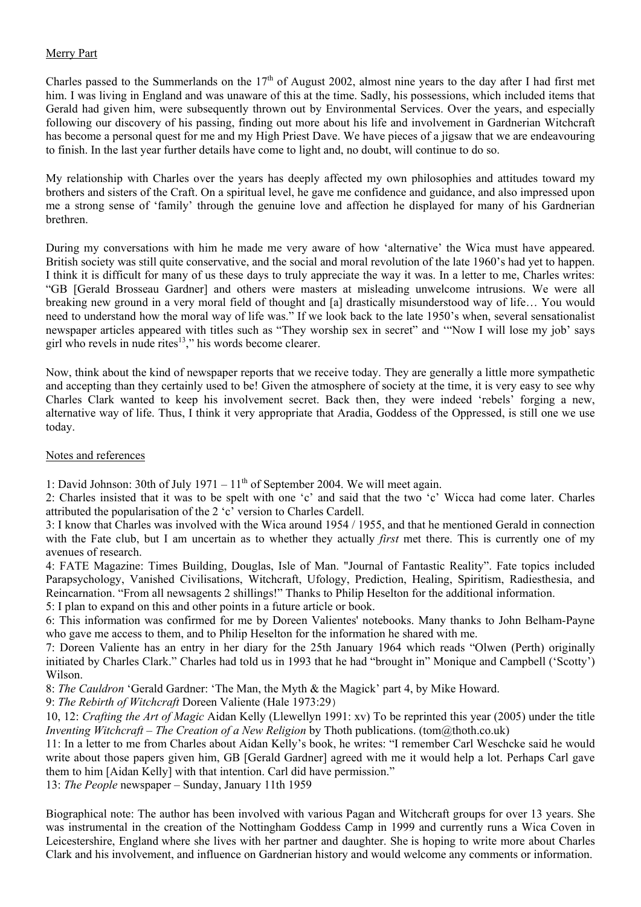## Merry Part

Charles passed to the Summerlands on the 17th of August 2002, almost nine years to the day after I had first met him. I was living in England and was unaware of this at the time. Sadly, his possessions, which included items that Gerald had given him, were subsequently thrown out by Environmental Services. Over the years, and especially following our discovery of his passing, finding out more about his life and involvement in Gardnerian Witchcraft has become a personal quest for me and my High Priest Dave. We have pieces of a jigsaw that we are endeavouring to finish. In the last year further details have come to light and, no doubt, will continue to do so.

My relationship with Charles over the years has deeply affected my own philosophies and attitudes toward my brothers and sisters of the Craft. On a spiritual level, he gave me confidence and guidance, and also impressed upon me a strong sense of 'family' through the genuine love and affection he displayed for many of his Gardnerian brethren.

During my conversations with him he made me very aware of how 'alternative' the Wica must have appeared. British society was still quite conservative, and the social and moral revolution of the late 1960's had yet to happen. I think it is difficult for many of us these days to truly appreciate the way it was. In a letter to me, Charles writes: "GB [Gerald Brosseau Gardner] and others were masters at misleading unwelcome intrusions. We were all breaking new ground in a very moral field of thought and [a] drastically misunderstood way of life… You would need to understand how the moral way of life was." If we look back to the late 1950's when, several sensationalist newspaper articles appeared with titles such as "They worship sex in secret" and '"Now I will lose my job' says girl who revels in nude rites[13]," his words become clearer.

Now, think about the kind of newspaper reports that we receive today. They are generally a little more sympathetic and accepting than they certainly used to be! Given the atmosphere of society at the time, it is very easy to see why Charles Clark wanted to keep his involvement secret. Back then, they were indeed 'rebels' forging a new, alternative way of life. Thus, I think it very appropriate that Aradia, Goddess of the Oppressed, is still one we use today.

## Notes and references

1: David Johnson: 30th of July 1971 – 11th of September 2004. We will meet again.

2: Charles insisted that it was to be spelt with one 'c' and said that the two 'c' Wicca had come later. Charles attributed the popularisation of the 2 'c' version to Charles Cardell.

3: I know that Charles was involved with the Wica around 1954 / 1955, and that he mentioned Gerald in connection with the Fate club, but I am uncertain as to whether they actually *first* met there. This is currently one of my avenues of research.

4: FATE Magazine: Times Building, Douglas, Isle of Man. "Journal of Fantastic Reality". Fate topics included Parapsychology, Vanished Civilisations, Witchcraft, Ufology, Prediction, Healing, Spiritism, Radiesthesia, and Reincarnation. "From all newsagents 2 shillings!" Thanks to Philip Heselton for the additional information.

5: I plan to expand on this and other points in a future article or book.

6: This information was confirmed for me by Doreen Valientes' notebooks. Many thanks to John Belham-Payne who gave me access to them, and to Philip Heselton for the information he shared with me.

7: Doreen Valiente has an entry in her diary for the 25th January 1964 which reads "Olwen (Perth) originally initiated by Charles Clark." Charles had told us in 1993 that he had "brought in" Monique and Campbell ('Scotty') Wilson.

8: *The Cauldron* 'Gerald Gardner: 'The Man, the Myth & the Magick' part 4, by Mike Howard.

9: *The Rebirth of Witchcraft* Doreen Valiente (Hale 1973:29)

10, 12: *Crafting the Art of Magic* Aidan Kelly (Llewellyn 1991: xv) To be reprinted this year (2005) under the title *Inventing Witchcraft – The Creation of a New Religion* by Thoth publications. (tom@thoth.co.uk)

11: In a letter to me from Charles about Aidan Kelly's book, he writes: "I remember Carl Weschcke said he would write about those papers given him, GB [Gerald Gardner] agreed with me it would help a lot. Perhaps Carl gave them to him [Aidan Kelly] with that intention. Carl did have permission."

13: *The People* newspaper – Sunday, January 11th 1959

Biographical note: The author has been involved with various Pagan and Witchcraft groups for over 13 years. She was instrumental in the creation of the Nottingham Goddess Camp in 1999 and currently runs a Wica Coven in Leicestershire, England where she lives with her partner and daughter. She is hoping to write more about Charles Clark and his involvement, and influence on Gardnerian history and would welcome any comments or information.